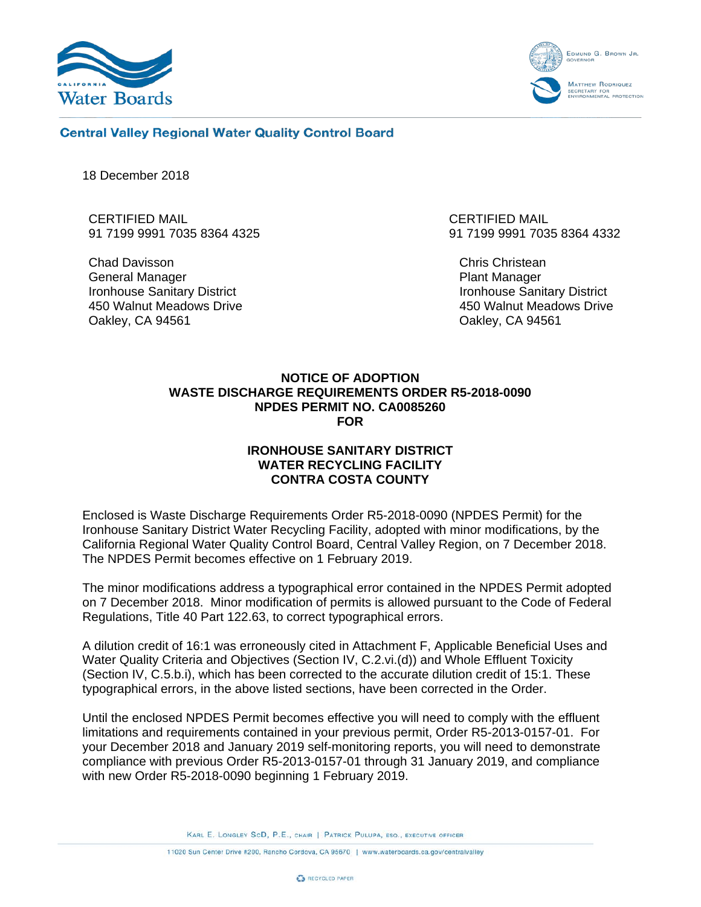California Water Boards

Edmund G. Brown Jr.
Governor

Matthew Rodriquez
Secretary for Environmental Protection

**Central Valley Regional Water Quality Control Board**

18 December 2018

CERTIFIED MAIL
91 7199 9991 7035 8364 4325

Chad Davisson
General Manager
Ironhouse Sanitary District
450 Walnut Meadows Drive
Oakley, CA 94561

CERTIFIED MAIL
91 7199 9991 7035 8364 4332

Chris Christean
Plant Manager
Ironhouse Sanitary District
450 Walnut Meadows Drive
Oakley, CA 94561

**NOTICE OF ADOPTION**
**WASTE DISCHARGE REQUIREMENTS ORDER R5-2018-0090**
**NPDES PERMIT NO. CA0085260**
**FOR**

**IRONHOUSE SANITARY DISTRICT**
**WATER RECYCLING FACILITY**
**CONTRA COSTA COUNTY**

Enclosed is Waste Discharge Requirements Order R5-2018-0090 (NPDES Permit) for the Ironhouse Sanitary District Water Recycling Facility, adopted with minor modifications, by the California Regional Water Quality Control Board, Central Valley Region, on 7 December 2018. The NPDES Permit becomes effective on 1 February 2019.

The minor modifications address a typographical error contained in the NPDES Permit adopted on 7 December 2018. Minor modification of permits is allowed pursuant to the Code of Federal Regulations, Title 40 Part 122.63, to correct typographical errors.

A dilution credit of 16:1 was erroneously cited in Attachment F, Applicable Beneficial Uses and Water Quality Criteria and Objectives (Section IV, C.2.vi.(d)) and Whole Effluent Toxicity (Section IV, C.5.b.i), which has been corrected to the accurate dilution credit of 15:1. These typographical errors, in the above listed sections, have been corrected in the Order.

Until the enclosed NPDES Permit becomes effective you will need to comply with the effluent limitations and requirements contained in your previous permit, Order R5-2013-0157-01. For your December 2018 and January 2019 self-monitoring reports, you will need to demonstrate compliance with previous Order R5-2013-0157-01 through 31 January 2019, and compliance with new Order R5-2018-0090 beginning 1 February 2019.

Karl E. Longley ScD, P.E., chair | Patrick Pulupa, Esq., executive officer

11020 Sun Center Drive #200, Rancho Cordova, CA 95670 | www.waterboards.ca.gov/centralvalley

Recycled Paper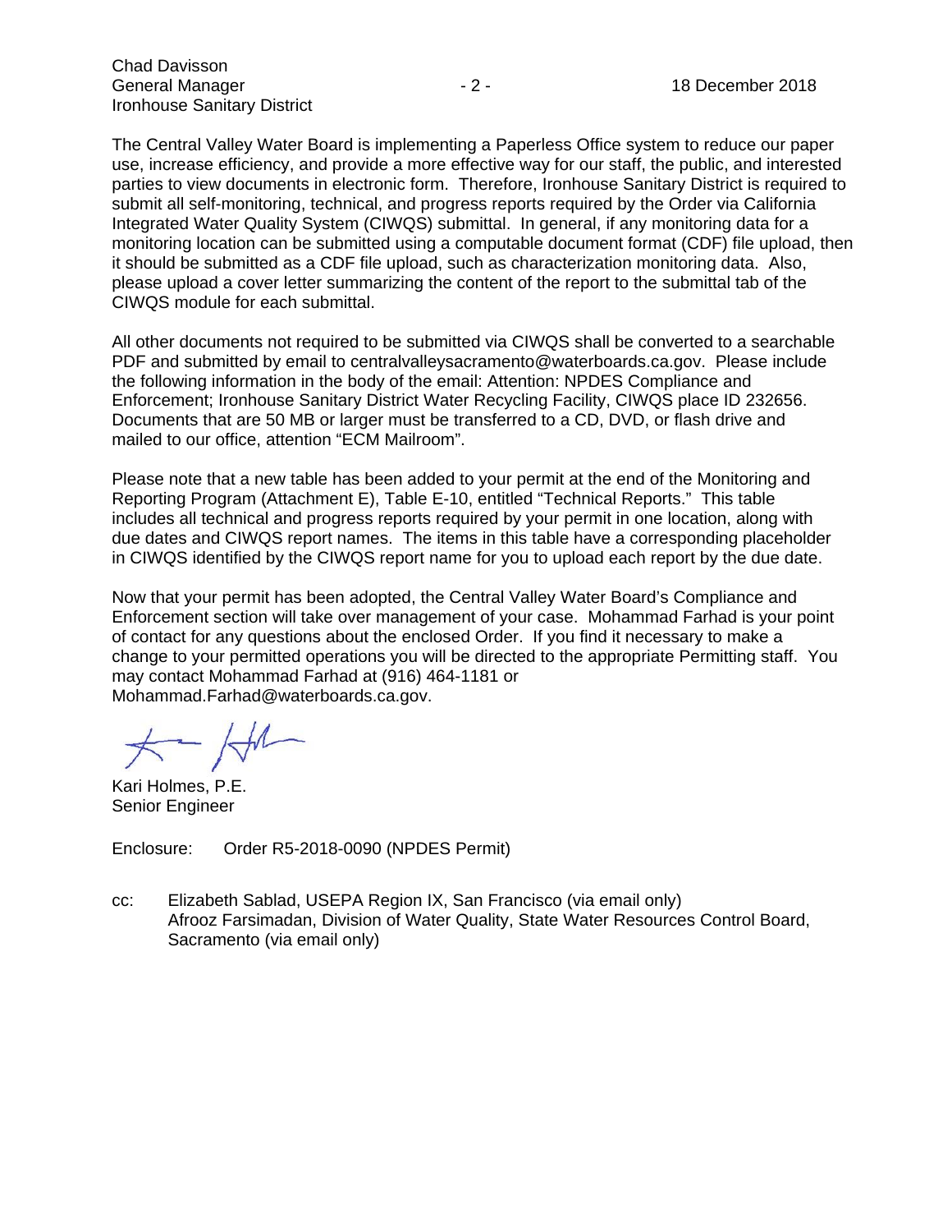The Central Valley Water Board is implementing a Paperless Office system to reduce our paper use, increase efficiency, and provide a more effective way for our staff, the public, and interested parties to view documents in electronic form. Therefore, Ironhouse Sanitary District is required to submit all self-monitoring, technical, and progress reports required by the Order via California Integrated Water Quality System (CIWQS) submittal. In general, if any monitoring data for a monitoring location can be submitted using a computable document format (CDF) file upload, then it should be submitted as a CDF file upload, such as characterization monitoring data. Also, please upload a cover letter summarizing the content of the report to the submittal tab of the CIWQS module for each submittal.

All other documents not required to be submitted via CIWQS shall be converted to a searchable PDF and submitted by email to centralvalleysacramento@waterboards.ca.gov. Please include the following information in the body of the email: Attention: NPDES Compliance and Enforcement; Ironhouse Sanitary District Water Recycling Facility, CIWQS place ID 232656. Documents that are 50 MB or larger must be transferred to a CD, DVD, or flash drive and mailed to our office, attention "ECM Mailroom".

Please note that a new table has been added to your permit at the end of the Monitoring and Reporting Program (Attachment E), Table E-10, entitled "Technical Reports." This table includes all technical and progress reports required by your permit in one location, along with due dates and CIWQS report names. The items in this table have a corresponding placeholder in CIWQS identified by the CIWQS report name for you to upload each report by the due date.

Now that your permit has been adopted, the Central Valley Water Board's Compliance and Enforcement section will take over management of your case. Mohammad Farhad is your point of contact for any questions about the enclosed Order. If you find it necessary to make a change to your permitted operations you will be directed to the appropriate Permitting staff. You may contact Mohammad Farhad at (916) 464-1181 or Mohammad.Farhad@waterboards.ca.gov.

Kari Holmes, P.E.
Senior Engineer

Enclosure: Order R5-2018-0090 (NPDES Permit)

cc: Elizabeth Sablad, USEPA Region IX, San Francisco (via email only)
Afrooz Farsimadan, Division of Water Quality, State Water Resources Control Board, Sacramento (via email only)